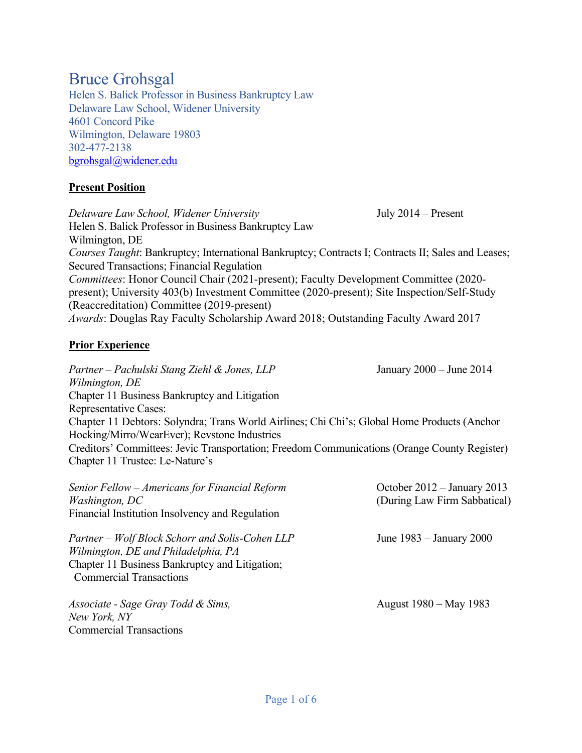# Bruce Grohsgal

Helen S. Balick Professor in Business Bankruptcy Law
Delaware Law School, Widener University
4601 Concord Pike
Wilmington, Delaware 19803
302-477-2138
bgrohsgal@widener.edu

## **Present Position**

*Delaware Law School, Widener University* — July 2014 – Present
Helen S. Balick Professor in Business Bankruptcy Law
Wilmington, DE
*Courses Taught*: Bankruptcy; International Bankruptcy; Contracts I; Contracts II; Sales and Leases; Secured Transactions; Financial Regulation
*Committees*: Honor Council Chair (2021-present); Faculty Development Committee (2020-present); University 403(b) Investment Committee (2020-present); Site Inspection/Self-Study (Reaccreditation) Committee (2019-present)
*Awards*: Douglas Ray Faculty Scholarship Award 2018; Outstanding Faculty Award 2017

## **Prior Experience**

*Partner – Pachulski Stang Ziehl & Jones, LLP* — January 2000 – June 2014
*Wilmington, DE*
Chapter 11 Business Bankruptcy and Litigation
Representative Cases:
Chapter 11 Debtors: Solyndra; Trans World Airlines; Chi Chi's; Global Home Products (Anchor Hocking/Mirro/WearEver); Revstone Industries
Creditors' Committees: Jevic Transportation; Freedom Communications (Orange County Register)
Chapter 11 Trustee: Le-Nature's

*Senior Fellow – Americans for Financial Reform* — October 2012 – January 2013 (During Law Firm Sabbatical)
*Washington, DC*
Financial Institution Insolvency and Regulation

*Partner – Wolf Block Schorr and Solis-Cohen LLP* — June 1983 – January 2000
*Wilmington, DE and Philadelphia, PA*
Chapter 11 Business Bankruptcy and Litigation;
Commercial Transactions

*Associate - Sage Gray Todd & Sims,* — August 1980 – May 1983
*New York, NY*
Commercial Transactions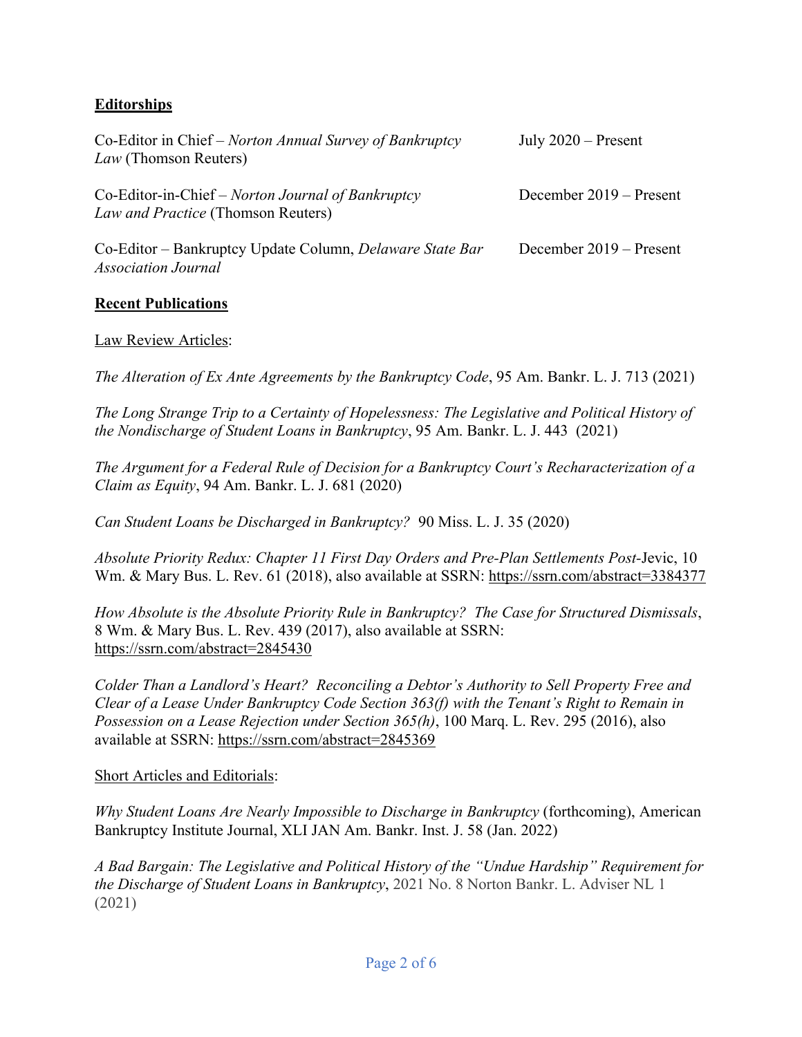**Editorships**

Co-Editor in Chief – *Norton Annual Survey of Bankruptcy Law* (Thomson Reuters) — July 2020 – Present

Co-Editor-in-Chief – *Norton Journal of Bankruptcy Law and Practice* (Thomson Reuters) — December 2019 – Present

Co-Editor – Bankruptcy Update Column, *Delaware State Bar Association Journal* — December 2019 – Present

**Recent Publications**

Law Review Articles:

*The Alteration of Ex Ante Agreements by the Bankruptcy Code*, 95 Am. Bankr. L. J. 713 (2021)

*The Long Strange Trip to a Certainty of Hopelessness: The Legislative and Political History of the Nondischarge of Student Loans in Bankruptcy*, 95 Am. Bankr. L. J. 443 (2021)

*The Argument for a Federal Rule of Decision for a Bankruptcy Court's Recharacterization of a Claim as Equity*, 94 Am. Bankr. L. J. 681 (2020)

*Can Student Loans be Discharged in Bankruptcy?* 90 Miss. L. J. 35 (2020)

*Absolute Priority Redux: Chapter 11 First Day Orders and Pre-Plan Settlements Post-*Jevic, 10 Wm. & Mary Bus. L. Rev. 61 (2018), also available at SSRN: https://ssrn.com/abstract=3384377

*How Absolute is the Absolute Priority Rule in Bankruptcy? The Case for Structured Dismissals*, 8 Wm. & Mary Bus. L. Rev. 439 (2017), also available at SSRN: https://ssrn.com/abstract=2845430

*Colder Than a Landlord's Heart? Reconciling a Debtor's Authority to Sell Property Free and Clear of a Lease Under Bankruptcy Code Section 363(f) with the Tenant's Right to Remain in Possession on a Lease Rejection under Section 365(h)*, 100 Marq. L. Rev. 295 (2016), also available at SSRN: https://ssrn.com/abstract=2845369

Short Articles and Editorials:

*Why Student Loans Are Nearly Impossible to Discharge in Bankruptcy* (forthcoming), American Bankruptcy Institute Journal, XLI JAN Am. Bankr. Inst. J. 58 (Jan. 2022)

*A Bad Bargain: The Legislative and Political History of the "Undue Hardship" Requirement for the Discharge of Student Loans in Bankruptcy*, 2021 No. 8 Norton Bankr. L. Adviser NL 1 (2021)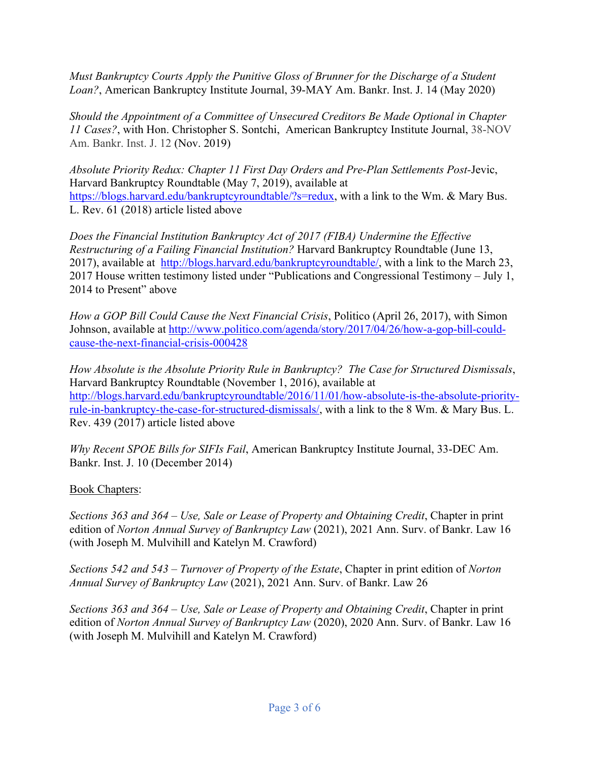*Must Bankruptcy Courts Apply the Punitive Gloss of Brunner for the Discharge of a Student Loan?*, American Bankruptcy Institute Journal, 39-MAY Am. Bankr. Inst. J. 14 (May 2020)

*Should the Appointment of a Committee of Unsecured Creditors Be Made Optional in Chapter 11 Cases?*, with Hon. Christopher S. Sontchi, American Bankruptcy Institute Journal, 38-NOV Am. Bankr. Inst. J. 12 (Nov. 2019)

*Absolute Priority Redux: Chapter 11 First Day Orders and Pre-Plan Settlements Post-*Jevic, Harvard Bankruptcy Roundtable (May 7, 2019), available at https://blogs.harvard.edu/bankruptcyroundtable/?s=redux, with a link to the Wm. & Mary Bus. L. Rev. 61 (2018) article listed above

*Does the Financial Institution Bankruptcy Act of 2017 (FIBA) Undermine the Effective Restructuring of a Failing Financial Institution?* Harvard Bankruptcy Roundtable (June 13, 2017), available at http://blogs.harvard.edu/bankruptcyroundtable/, with a link to the March 23, 2017 House written testimony listed under "Publications and Congressional Testimony – July 1, 2014 to Present" above

*How a GOP Bill Could Cause the Next Financial Crisis*, Politico (April 26, 2017), with Simon Johnson, available at http://www.politico.com/agenda/story/2017/04/26/how-a-gop-bill-could-cause-the-next-financial-crisis-000428

*How Absolute is the Absolute Priority Rule in Bankruptcy? The Case for Structured Dismissals*, Harvard Bankruptcy Roundtable (November 1, 2016), available at http://blogs.harvard.edu/bankruptcyroundtable/2016/11/01/how-absolute-is-the-absolute-priority-rule-in-bankruptcy-the-case-for-structured-dismissals/, with a link to the 8 Wm. & Mary Bus. L. Rev. 439 (2017) article listed above

*Why Recent SPOE Bills for SIFIs Fail*, American Bankruptcy Institute Journal, 33-DEC Am. Bankr. Inst. J. 10 (December 2014)

Book Chapters:

*Sections 363 and 364 – Use, Sale or Lease of Property and Obtaining Credit*, Chapter in print edition of *Norton Annual Survey of Bankruptcy Law* (2021), 2021 Ann. Surv. of Bankr. Law 16 (with Joseph M. Mulvihill and Katelyn M. Crawford)

*Sections 542 and 543 – Turnover of Property of the Estate*, Chapter in print edition of *Norton Annual Survey of Bankruptcy Law* (2021), 2021 Ann. Surv. of Bankr. Law 26

*Sections 363 and 364 – Use, Sale or Lease of Property and Obtaining Credit*, Chapter in print edition of *Norton Annual Survey of Bankruptcy Law* (2020), 2020 Ann. Surv. of Bankr. Law 16 (with Joseph M. Mulvihill and Katelyn M. Crawford)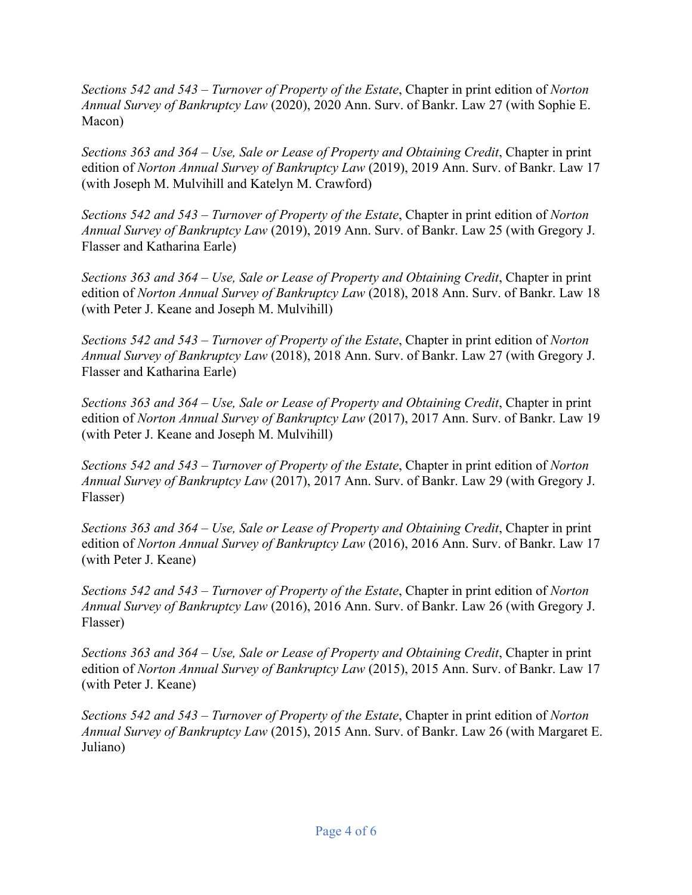*Sections 542 and 543 – Turnover of Property of the Estate*, Chapter in print edition of *Norton Annual Survey of Bankruptcy Law* (2020), 2020 Ann. Surv. of Bankr. Law 27 (with Sophie E. Macon)

*Sections 363 and 364 – Use, Sale or Lease of Property and Obtaining Credit*, Chapter in print edition of *Norton Annual Survey of Bankruptcy Law* (2019), 2019 Ann. Surv. of Bankr. Law 17 (with Joseph M. Mulvihill and Katelyn M. Crawford)

*Sections 542 and 543 – Turnover of Property of the Estate*, Chapter in print edition of *Norton Annual Survey of Bankruptcy Law* (2019), 2019 Ann. Surv. of Bankr. Law 25 (with Gregory J. Flasser and Katharina Earle)

*Sections 363 and 364 – Use, Sale or Lease of Property and Obtaining Credit*, Chapter in print edition of *Norton Annual Survey of Bankruptcy Law* (2018), 2018 Ann. Surv. of Bankr. Law 18 (with Peter J. Keane and Joseph M. Mulvihill)

*Sections 542 and 543 – Turnover of Property of the Estate*, Chapter in print edition of *Norton Annual Survey of Bankruptcy Law* (2018), 2018 Ann. Surv. of Bankr. Law 27 (with Gregory J. Flasser and Katharina Earle)

*Sections 363 and 364 – Use, Sale or Lease of Property and Obtaining Credit*, Chapter in print edition of *Norton Annual Survey of Bankruptcy Law* (2017), 2017 Ann. Surv. of Bankr. Law 19 (with Peter J. Keane and Joseph M. Mulvihill)

*Sections 542 and 543 – Turnover of Property of the Estate*, Chapter in print edition of *Norton Annual Survey of Bankruptcy Law* (2017), 2017 Ann. Surv. of Bankr. Law 29 (with Gregory J. Flasser)

*Sections 363 and 364 – Use, Sale or Lease of Property and Obtaining Credit*, Chapter in print edition of *Norton Annual Survey of Bankruptcy Law* (2016), 2016 Ann. Surv. of Bankr. Law 17 (with Peter J. Keane)

*Sections 542 and 543 – Turnover of Property of the Estate*, Chapter in print edition of *Norton Annual Survey of Bankruptcy Law* (2016), 2016 Ann. Surv. of Bankr. Law 26 (with Gregory J. Flasser)

*Sections 363 and 364 – Use, Sale or Lease of Property and Obtaining Credit*, Chapter in print edition of *Norton Annual Survey of Bankruptcy Law* (2015), 2015 Ann. Surv. of Bankr. Law 17 (with Peter J. Keane)

*Sections 542 and 543 – Turnover of Property of the Estate*, Chapter in print edition of *Norton Annual Survey of Bankruptcy Law* (2015), 2015 Ann. Surv. of Bankr. Law 26 (with Margaret E. Juliano)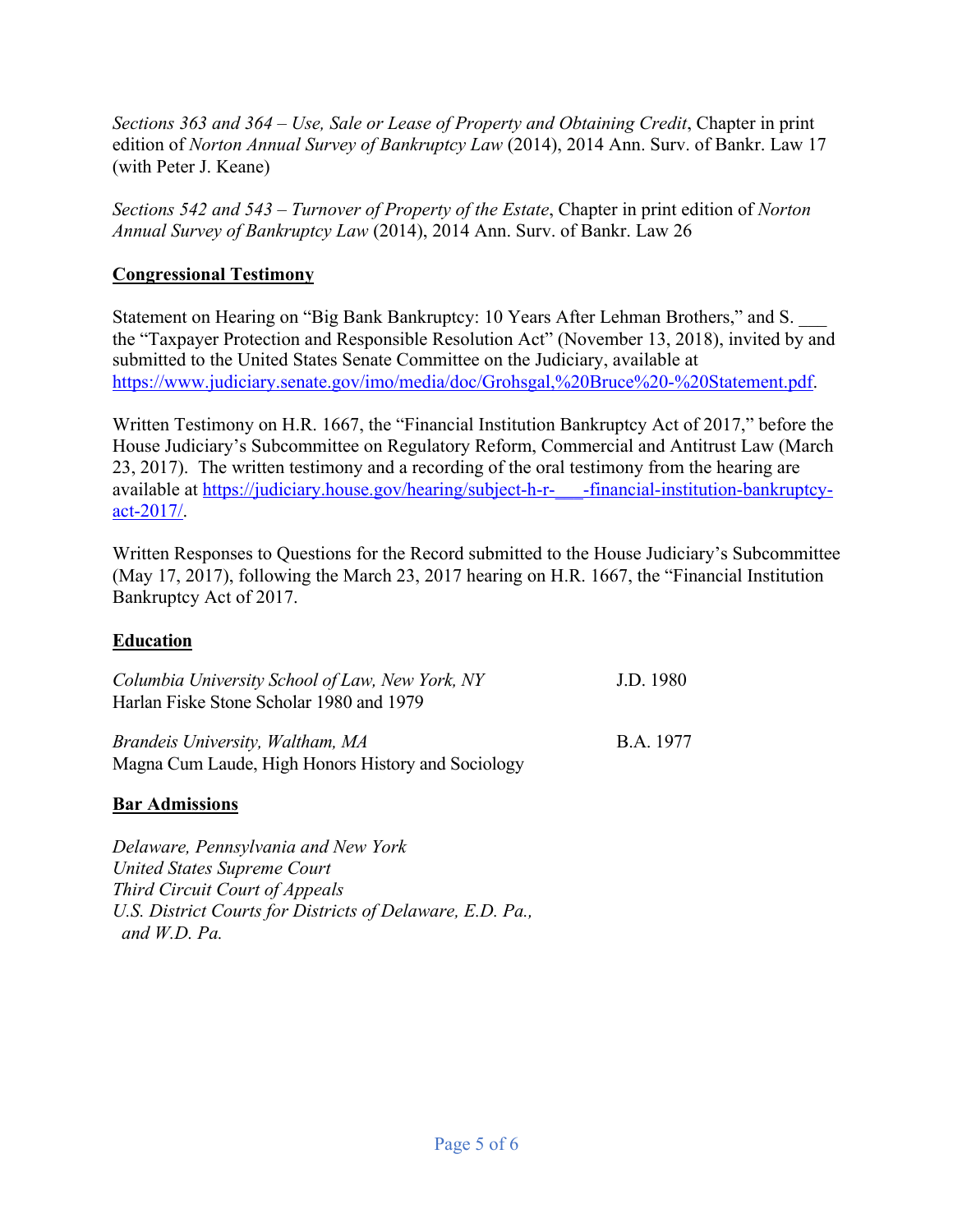*Sections 363 and 364 – Use, Sale or Lease of Property and Obtaining Credit*, Chapter in print edition of *Norton Annual Survey of Bankruptcy Law* (2014), 2014 Ann. Surv. of Bankr. Law 17 (with Peter J. Keane)

*Sections 542 and 543 – Turnover of Property of the Estate*, Chapter in print edition of *Norton Annual Survey of Bankruptcy Law* (2014), 2014 Ann. Surv. of Bankr. Law 26

**Congressional Testimony**

Statement on Hearing on "Big Bank Bankruptcy: 10 Years After Lehman Brothers," and S. ___ the "Taxpayer Protection and Responsible Resolution Act" (November 13, 2018), invited by and submitted to the United States Senate Committee on the Judiciary, available at https://www.judiciary.senate.gov/imo/media/doc/Grohsgal,%20Bruce%20-%20Statement.pdf.

Written Testimony on H.R. 1667, the "Financial Institution Bankruptcy Act of 2017," before the House Judiciary's Subcommittee on Regulatory Reform, Commercial and Antitrust Law (March 23, 2017). The written testimony and a recording of the oral testimony from the hearing are available at https://judiciary.house.gov/hearing/subject-h-r-___-financial-institution-bankruptcy-act-2017/.

Written Responses to Questions for the Record submitted to the House Judiciary's Subcommittee (May 17, 2017), following the March 23, 2017 hearing on H.R. 1667, the "Financial Institution Bankruptcy Act of 2017.

**Education**

*Columbia University School of Law, New York, NY* — J.D. 1980
Harlan Fiske Stone Scholar 1980 and 1979

*Brandeis University, Waltham, MA* — B.A. 1977
Magna Cum Laude, High Honors History and Sociology

**Bar Admissions**

*Delaware, Pennsylvania and New York*
*United States Supreme Court*
*Third Circuit Court of Appeals*
*U.S. District Courts for Districts of Delaware, E.D. Pa., and W.D. Pa.*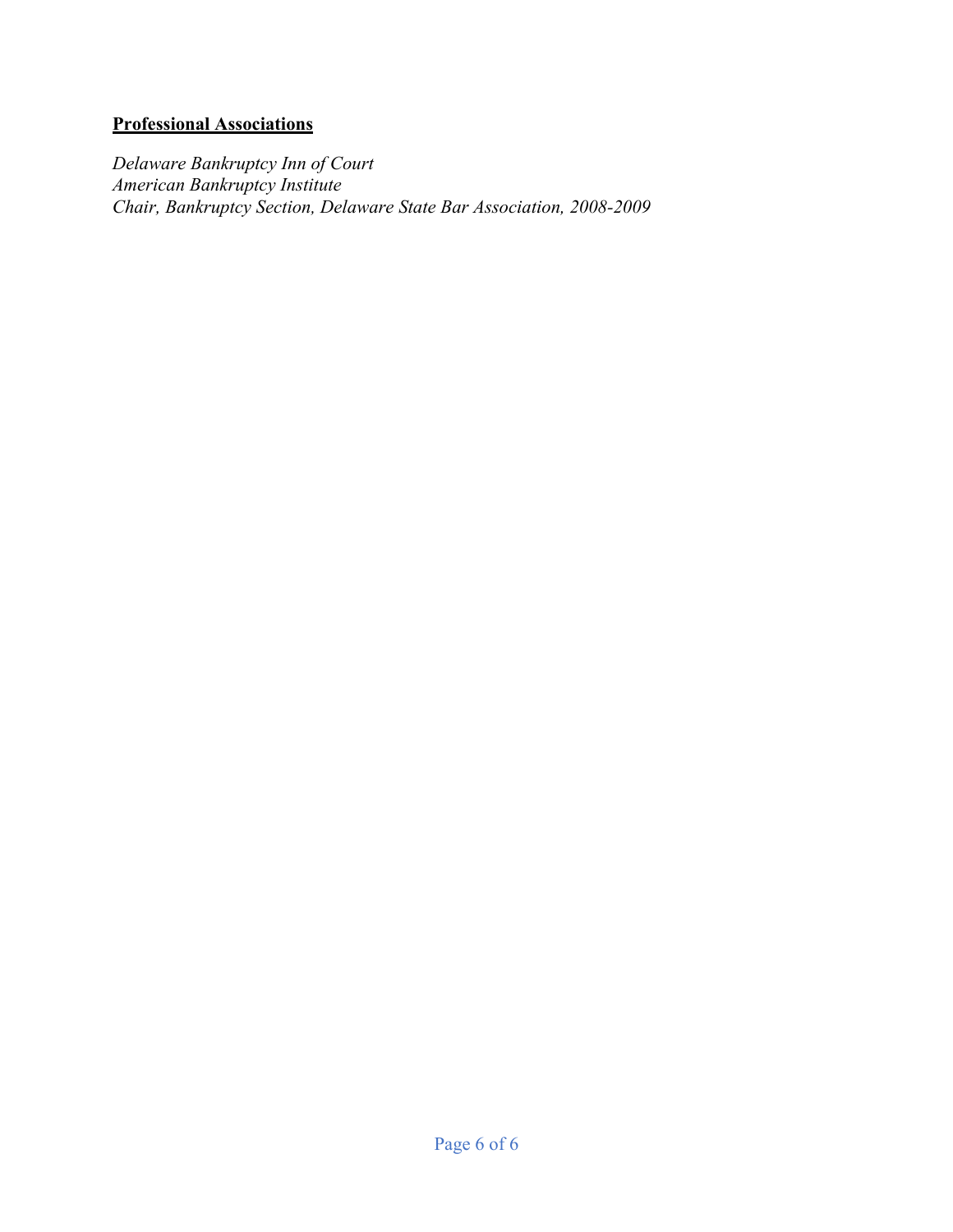**Professional Associations**

*Delaware Bankruptcy Inn of Court*
*American Bankruptcy Institute*
*Chair, Bankruptcy Section, Delaware State Bar Association, 2008-2009*